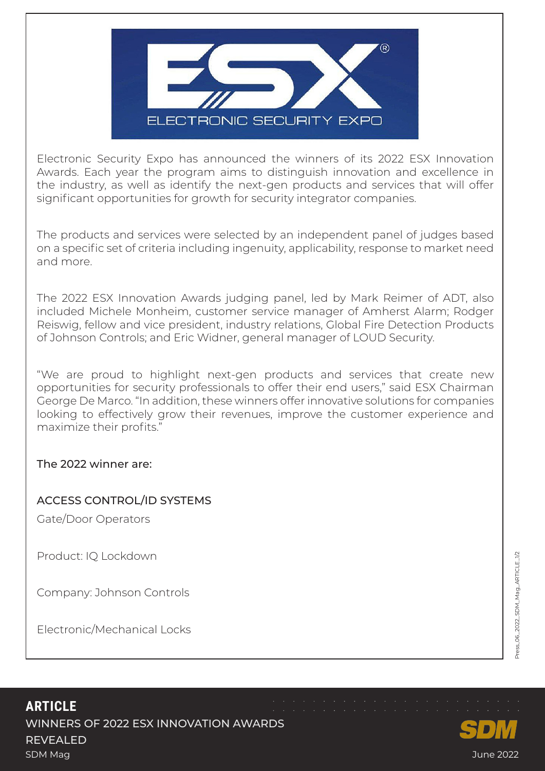Electronic Security Expo has announced the winners of its 2022 ESX Innovation Awards. Each year the program aims to distinguish innovation and excellence in the industry, as well as identify the next-gen products and services that will offer significant opportunities for growth for security integrator companies.

The products and services were selected by an independent panel of judges based on a specific set of criteria including ingenuity, applicability, response to market need and more.

The 2022 ESX Innovation Awards judging panel, led by Mark Reimer of ADT, also included Michele Monheim, customer service manager of Amherst Alarm; Rodger Reiswig, fellow and vice president, industry relations, Global Fire Detection Products of Johnson Controls; and Eric Widner, general manager of LOUD Security.

"We are proud to highlight next-gen products and services that create new opportunities for security professionals to offer their end users," said ESX Chairman George De Marco. "In addition, these winners offer innovative solutions for companies looking to effectively grow their revenues, improve the customer experience and maximize their profits."

The 2022 winner are:

ACCESS CONTROL/ID SYSTEMS

Gate/Door Operators

Product: IQ Lockdown

Company: Johnson Controls

Electronic/Mechanical Locks

**ARTICLE**

WINNERS OF 2022 ESX INNOVATION AWARDS REVEALED

SDM Mag

June 2022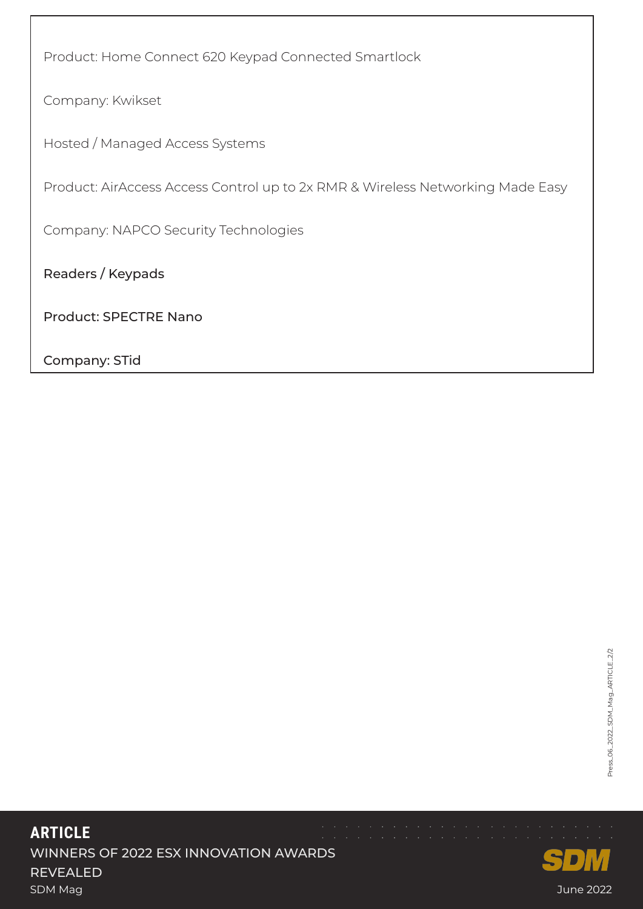Product: Home Connect 620 Keypad Connected Smartlock

Company: Kwikset

Hosted / Managed Access Systems

Product: AirAccess Access Control up to 2x RMR & Wireless Networking Made Easy

Company: NAPCO Security Technologies

**Readers / Keypads**

**Product: SPECTRE Nano**

**Company: STid**